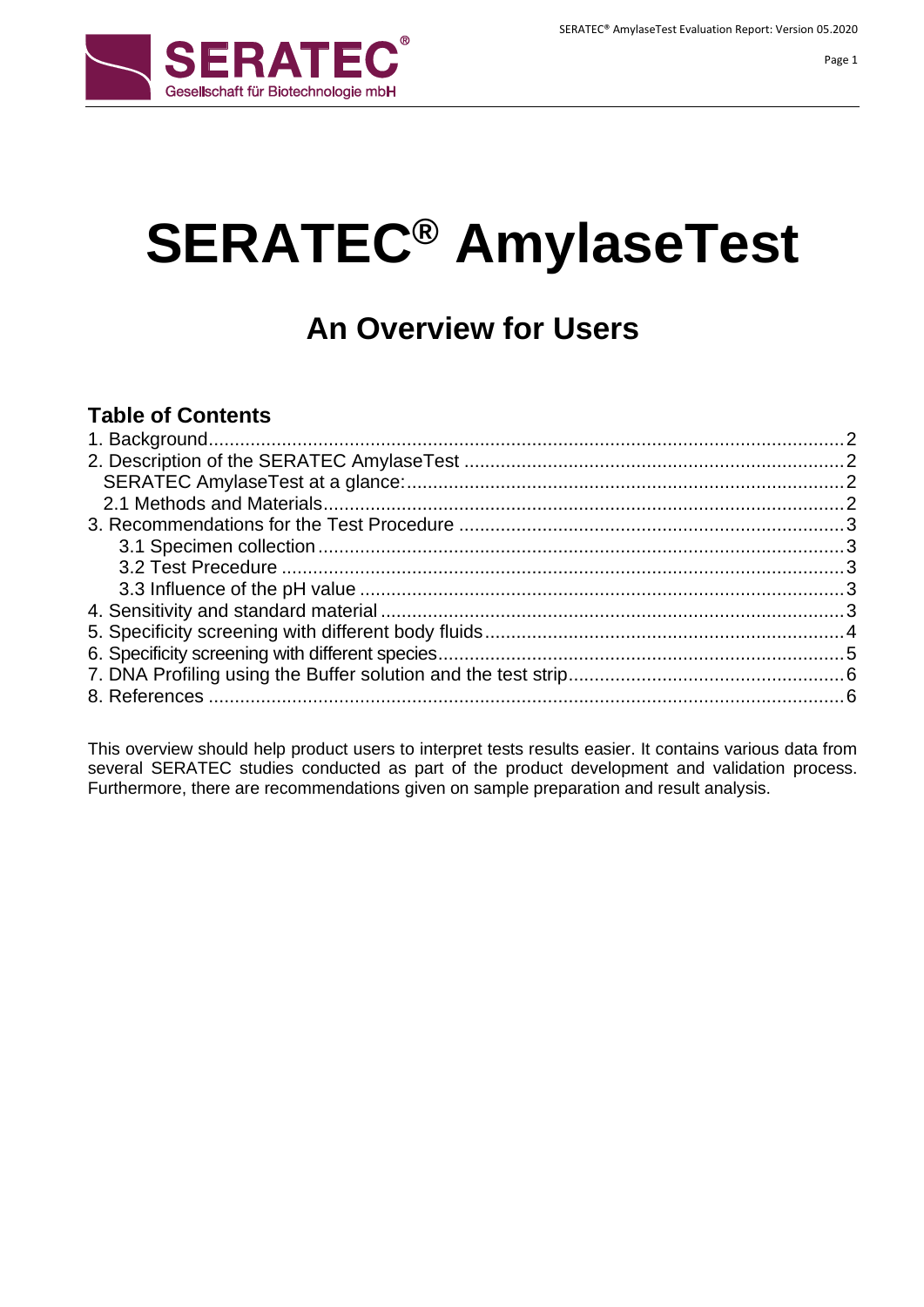# SERATEC® AmylaseTest

## An Overview for Users

### Table of Contents

1. Background ..... 2
2. Description of the SERATEC AmylaseTest ..... 2
   - SERATEC AmylaseTest at a glance: ..... 2
   - 2.1 Methods and Materials ..... 2
3. Recommendations for the Test Procedure ..... 3
   - 3.1 Specimen collection ..... 3
   - 3.2 Test Precedure ..... 3
   - 3.3 Influence of the pH value ..... 3
4. Sensitivity and standard material ..... 3
5. Specificity screening with different body fluids ..... 4
6. Specificity screening with different species ..... 5
7. DNA Profiling using the Buffer solution and the test strip ..... 6
8. References ..... 6

This overview should help product users to interpret tests results easier. It contains various data from several SERATEC studies conducted as part of the product development and validation process. Furthermore, there are recommendations given on sample preparation and result analysis.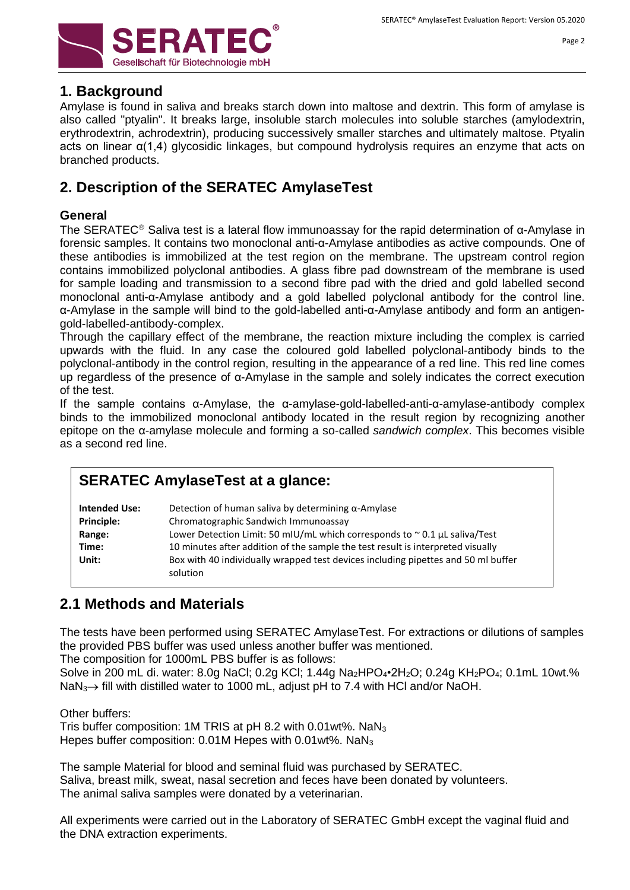## 1. Background

Amylase is found in saliva and breaks starch down into maltose and dextrin. This form of amylase is also called "ptyalin". It breaks large, insoluble starch molecules into soluble starches (amylodextrin, erythrodextrin, achrodextrin), producing successively smaller starches and ultimately maltose. Ptyalin acts on linear α(1,4) glycosidic linkages, but compound hydrolysis requires an enzyme that acts on branched products.

## 2. Description of the SERATEC AmylaseTest

### General

The SERATEC® Saliva test is a lateral flow immunoassay for the rapid determination of α-Amylase in forensic samples. It contains two monoclonal anti-α-Amylase antibodies as active compounds. One of these antibodies is immobilized at the test region on the membrane. The upstream control region contains immobilized polyclonal antibodies. A glass fibre pad downstream of the membrane is used for sample loading and transmission to a second fibre pad with the dried and gold labelled second monoclonal anti-α-Amylase antibody and a gold labelled polyclonal antibody for the control line. α-Amylase in the sample will bind to the gold-labelled anti-α-Amylase antibody and form an antigen-gold-labelled-antibody-complex.

Through the capillary effect of the membrane, the reaction mixture including the complex is carried upwards with the fluid. In any case the coloured gold labelled polyclonal-antibody binds to the polyclonal-antibody in the control region, resulting in the appearance of a red line. This red line comes up regardless of the presence of α-Amylase in the sample and solely indicates the correct execution of the test.

If the sample contains α-Amylase, the α-amylase-gold-labelled-anti-α-amylase-antibody complex binds to the immobilized monoclonal antibody located in the result region by recognizing another epitope on the α-amylase molecule and forming a so-called *sandwich complex*. This becomes visible as a second red line.

### SERATEC AmylaseTest at a glance:

| | |
|---|---|
| **Intended Use:** | Detection of human saliva by determining α-Amylase |
| **Principle:** | Chromatographic Sandwich Immunoassay |
| **Range:** | Lower Detection Limit: 50 mIU/mL which corresponds to ~ 0.1 µL saliva/Test |
| **Time:** | 10 minutes after addition of the sample the test result is interpreted visually |
| **Unit:** | Box with 40 individually wrapped test devices including pipettes and 50 ml buffer solution |

## 2.1 Methods and Materials

The tests have been performed using SERATEC AmylaseTest. For extractions or dilutions of samples the provided PBS buffer was used unless another buffer was mentioned.

The composition for 1000mL PBS buffer is as follows:

Solve in 200 mL di. water: 8.0g NaCl; 0.2g KCl; 1.44g $Na_2HPO_4 \cdot 2H_2O$; 0.24g $KH_2PO_4$; 0.1mL 10wt.% $NaN_3 \rightarrow$ fill with distilled water to 1000 mL, adjust pH to 7.4 with HCl and/or NaOH.

Other buffers:

Tris buffer composition: 1M TRIS at pH 8.2 with 0.01wt%. $NaN_3$

Hepes buffer composition: 0.01M Hepes with 0.01wt%. $NaN_3$

The sample Material for blood and seminal fluid was purchased by SERATEC.

Saliva, breast milk, sweat, nasal secretion and feces have been donated by volunteers.

The animal saliva samples were donated by a veterinarian.

All experiments were carried out in the Laboratory of SERATEC GmbH except the vaginal fluid and the DNA extraction experiments.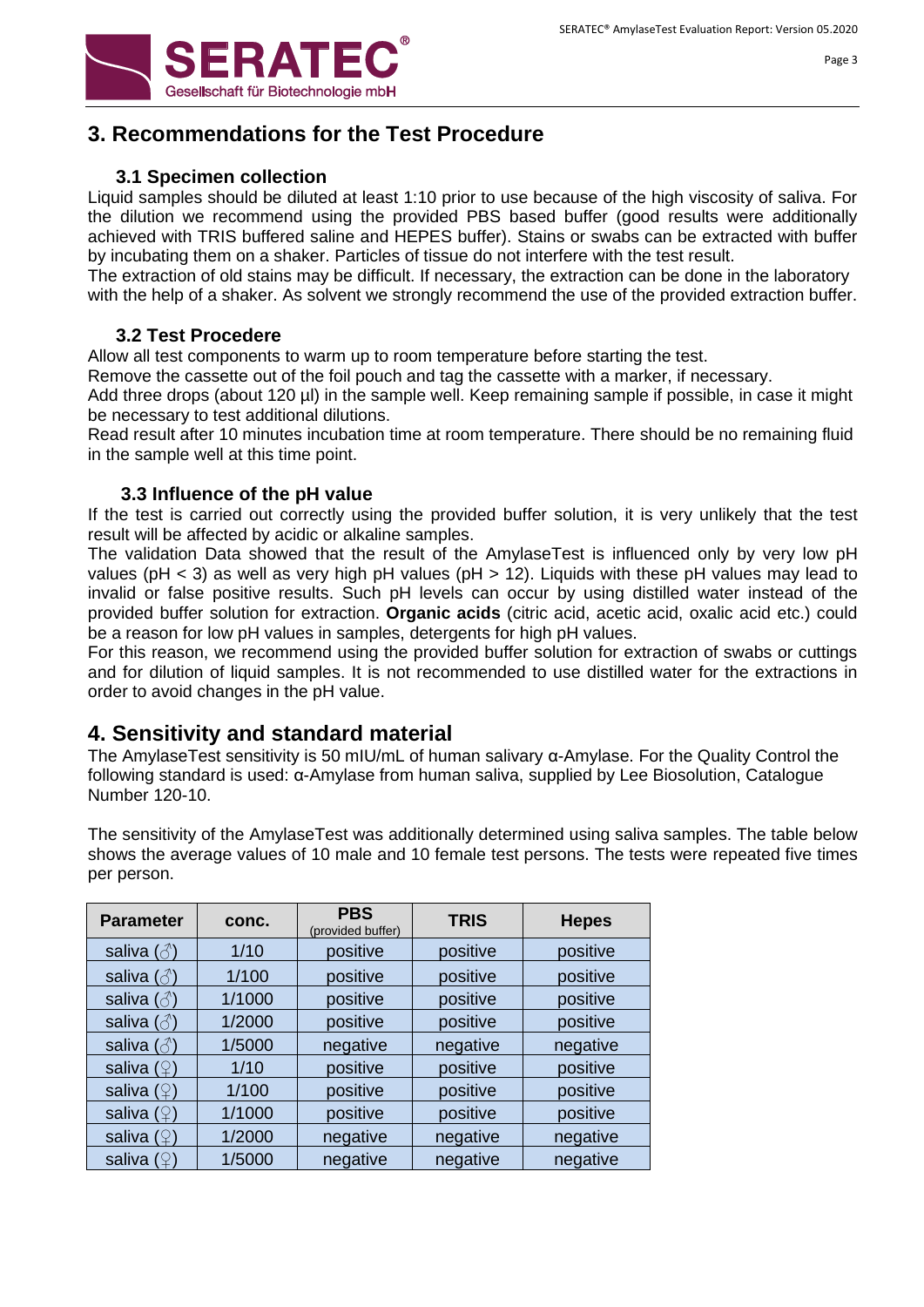# 3. Recommendations for the Test Procedure

## 3.1 Specimen collection

Liquid samples should be diluted at least 1:10 prior to use because of the high viscosity of saliva. For the dilution we recommend using the provided PBS based buffer (good results were additionally achieved with TRIS buffered saline and HEPES buffer). Stains or swabs can be extracted with buffer by incubating them on a shaker. Particles of tissue do not interfere with the test result.

The extraction of old stains may be difficult. If necessary, the extraction can be done in the laboratory with the help of a shaker. As solvent we strongly recommend the use of the provided extraction buffer.

## 3.2 Test Procedere

Allow all test components to warm up to room temperature before starting the test.

Remove the cassette out of the foil pouch and tag the cassette with a marker, if necessary.

Add three drops (about 120 µl) in the sample well. Keep remaining sample if possible, in case it might be necessary to test additional dilutions.

Read result after 10 minutes incubation time at room temperature. There should be no remaining fluid in the sample well at this time point.

## 3.3 Influence of the pH value

If the test is carried out correctly using the provided buffer solution, it is very unlikely that the test result will be affected by acidic or alkaline samples.

The validation Data showed that the result of the AmylaseTest is influenced only by very low pH values (pH < 3) as well as very high pH values (pH > 12). Liquids with these pH values may lead to invalid or false positive results. Such pH levels can occur by using distilled water instead of the provided buffer solution for extraction. **Organic acids** (citric acid, acetic acid, oxalic acid etc.) could be a reason for low pH values in samples, detergents for high pH values.

For this reason, we recommend using the provided buffer solution for extraction of swabs or cuttings and for dilution of liquid samples. It is not recommended to use distilled water for the extractions in order to avoid changes in the pH value.

# 4. Sensitivity and standard material

The AmylaseTest sensitivity is 50 mIU/mL of human salivary α-Amylase. For the Quality Control the following standard is used: α-Amylase from human saliva, supplied by Lee Biosolution, Catalogue Number 120-10.

The sensitivity of the AmylaseTest was additionally determined using saliva samples. The table below shows the average values of 10 male and 10 female test persons. The tests were repeated five times per person.

| Parameter | conc. | PBS (provided buffer) | TRIS | Hepes |
|---|---|---|---|---|
| saliva (♂) | 1/10 | positive | positive | positive |
| saliva (♂) | 1/100 | positive | positive | positive |
| saliva (♂) | 1/1000 | positive | positive | positive |
| saliva (♂) | 1/2000 | positive | positive | positive |
| saliva (♂) | 1/5000 | negative | negative | negative |
| saliva (♀) | 1/10 | positive | positive | positive |
| saliva (♀) | 1/100 | positive | positive | positive |
| saliva (♀) | 1/1000 | positive | positive | positive |
| saliva (♀) | 1/2000 | negative | negative | negative |
| saliva (♀) | 1/5000 | negative | negative | negative |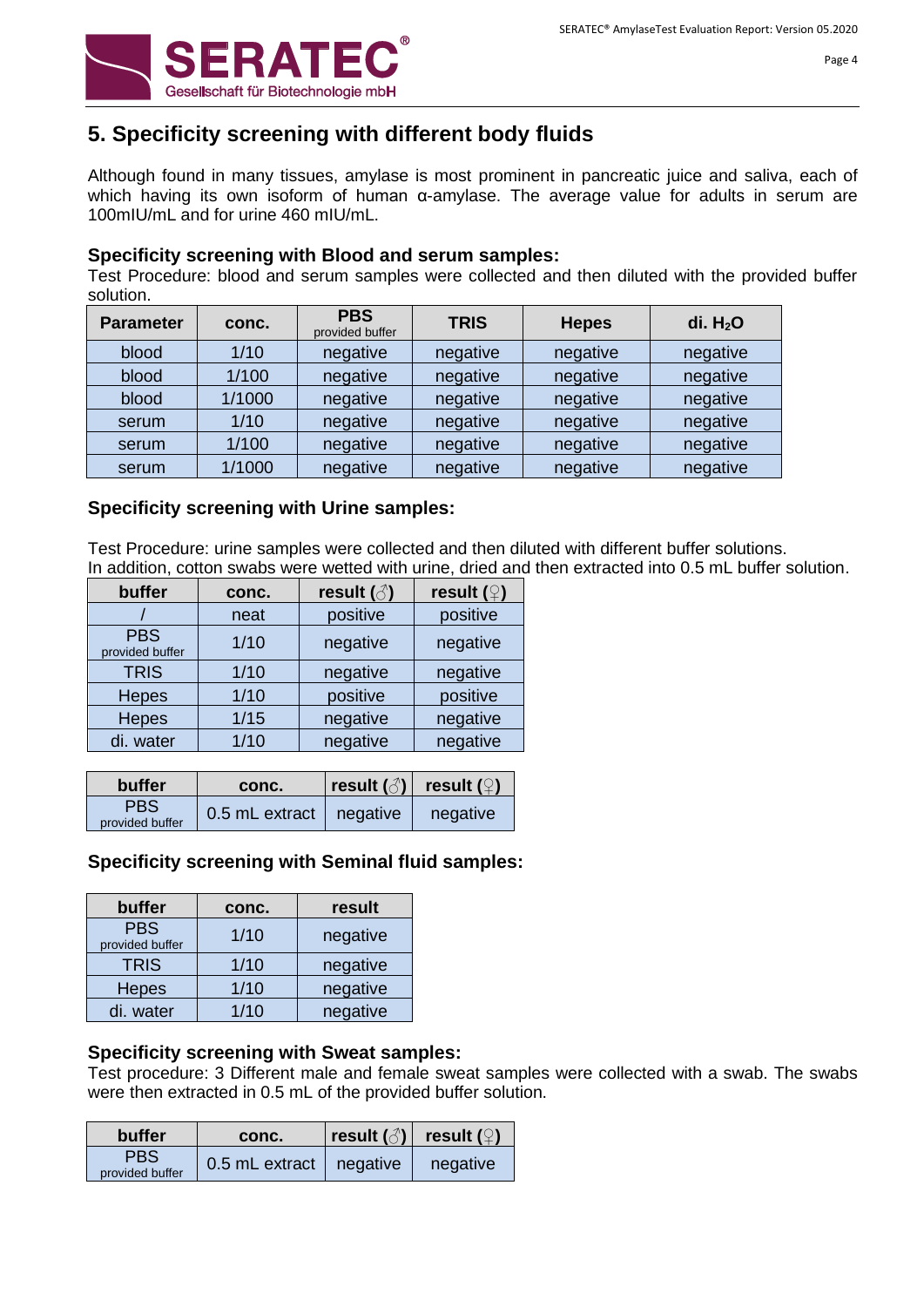## 5. Specificity screening with different body fluids

Although found in many tissues, amylase is most prominent in pancreatic juice and saliva, each of which having its own isoform of human α-amylase. The average value for adults in serum are 100mIU/mL and for urine 460 mIU/mL.

### Specificity screening with Blood and serum samples:

Test Procedure: blood and serum samples were collected and then diluted with the provided buffer solution.

| Parameter | conc. | PBS provided buffer | TRIS | Hepes | di. $H_2O$ |
|---|---|---|---|---|---|
| blood | 1/10 | negative | negative | negative | negative |
| blood | 1/100 | negative | negative | negative | negative |
| blood | 1/1000 | negative | negative | negative | negative |
| serum | 1/10 | negative | negative | negative | negative |
| serum | 1/100 | negative | negative | negative | negative |
| serum | 1/1000 | negative | negative | negative | negative |

### Specificity screening with Urine samples:

Test Procedure: urine samples were collected and then diluted with different buffer solutions.
In addition, cotton swabs were wetted with urine, dried and then extracted into 0.5 mL buffer solution.

| buffer | conc. | result (♂) | result (♀) |
|---|---|---|---|
| / | neat | positive | positive |
| PBS provided buffer | 1/10 | negative | negative |
| TRIS | 1/10 | negative | negative |
| Hepes | 1/10 | positive | positive |
| Hepes | 1/15 | negative | negative |
| di. water | 1/10 | negative | negative |

| buffer | conc. | result (♂) | result (♀) |
|---|---|---|---|
| PBS provided buffer | 0.5 mL extract | negative | negative |

### Specificity screening with Seminal fluid samples:

| buffer | conc. | result |
|---|---|---|
| PBS provided buffer | 1/10 | negative |
| TRIS | 1/10 | negative |
| Hepes | 1/10 | negative |
| di. water | 1/10 | negative |

### Specificity screening with Sweat samples:

Test procedure: 3 Different male and female sweat samples were collected with a swab. The swabs were then extracted in 0.5 mL of the provided buffer solution.

| buffer | conc. | result (♂) | result (♀) |
|---|---|---|---|
| PBS provided buffer | 0.5 mL extract | negative | negative |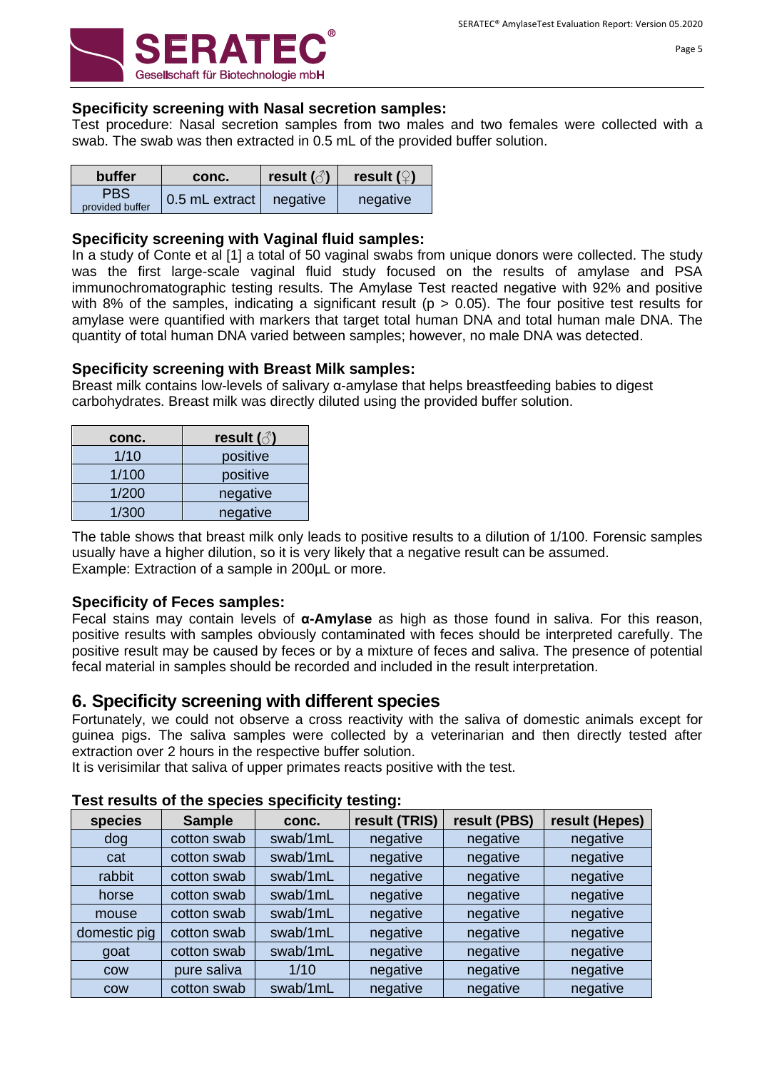### Specificity screening with Nasal secretion samples:

Test procedure: Nasal secretion samples from two males and two females were collected with a swab. The swab was then extracted in 0.5 mL of the provided buffer solution.

| buffer | conc. | result (♂) | result (♀) |
|---|---|---|---|
| PBS provided buffer | 0.5 mL extract | negative | negative |

### Specificity screening with Vaginal fluid samples:

In a study of Conte et al [1] a total of 50 vaginal swabs from unique donors were collected. The study was the first large-scale vaginal fluid study focused on the results of amylase and PSA immunochromatographic testing results. The Amylase Test reacted negative with 92% and positive with 8% of the samples, indicating a significant result ($p > 0.05$). The four positive test results for amylase were quantified with markers that target total human DNA and total human male DNA. The quantity of total human DNA varied between samples; however, no male DNA was detected.

### Specificity screening with Breast Milk samples:

Breast milk contains low-levels of salivary α-amylase that helps breastfeeding babies to digest carbohydrates. Breast milk was directly diluted using the provided buffer solution.

| conc. | result (♂) |
|---|---|
| 1/10 | positive |
| 1/100 | positive |
| 1/200 | negative |
| 1/300 | negative |

The table shows that breast milk only leads to positive results to a dilution of 1/100. Forensic samples usually have a higher dilution, so it is very likely that a negative result can be assumed.
Example: Extraction of a sample in 200µL or more.

### Specificity of Feces samples:

Fecal stains may contain levels of **α-Amylase** as high as those found in saliva. For this reason, positive results with samples obviously contaminated with feces should be interpreted carefully. The positive result may be caused by feces or by a mixture of feces and saliva. The presence of potential fecal material in samples should be recorded and included in the result interpretation.

## 6. Specificity screening with different species

Fortunately, we could not observe a cross reactivity with the saliva of domestic animals except for guinea pigs. The saliva samples were collected by a veterinarian and then directly tested after extraction over 2 hours in the respective buffer solution.
It is verisimilar that saliva of upper primates reacts positive with the test.

### Test results of the species specificity testing:

| species | Sample | conc. | result (TRIS) | result (PBS) | result (Hepes) |
|---|---|---|---|---|---|
| dog | cotton swab | swab/1mL | negative | negative | negative |
| cat | cotton swab | swab/1mL | negative | negative | negative |
| rabbit | cotton swab | swab/1mL | negative | negative | negative |
| horse | cotton swab | swab/1mL | negative | negative | negative |
| mouse | cotton swab | swab/1mL | negative | negative | negative |
| domestic pig | cotton swab | swab/1mL | negative | negative | negative |
| goat | cotton swab | swab/1mL | negative | negative | negative |
| cow | pure saliva | 1/10 | negative | negative | negative |
| cow | cotton swab | swab/1mL | negative | negative | negative |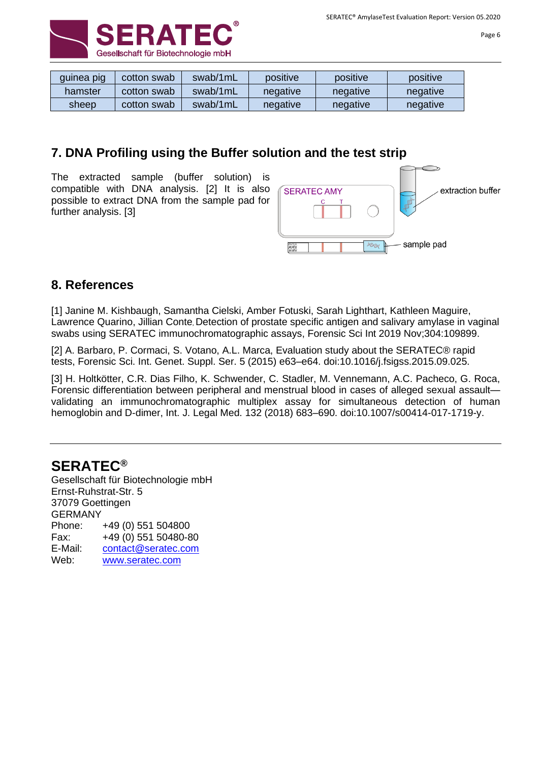| | | | | | |
|---|---|---|---|---|---|
| guinea pig | cotton swab | swab/1mL | positive | positive | positive |
| hamster | cotton swab | swab/1mL | negative | negative | negative |
| sheep | cotton swab | swab/1mL | negative | negative | negative |

## 7. DNA Profiling using the Buffer solution and the test strip

The extracted sample (buffer solution) is compatible with DNA analysis. [2] It is also possible to extract DNA from the sample pad for further analysis. [3]

SERATEC AMY

C T

extraction buffer

sample pad

## 8. References

[1] Janine M. Kishbaugh, Samantha Cielski, Amber Fotuski, Sarah Lighthart, Kathleen Maguire, Lawrence Quarino, Jillian Conte, Detection of prostate specific antigen and salivary amylase in vaginal swabs using SERATEC immunochromatographic assays, Forensic Sci Int 2019 Nov;304:109899.

[2] A. Barbaro, P. Cormaci, S. Votano, A.L. Marca, Evaluation study about the SERATEC® rapid tests, Forensic Sci. Int. Genet. Suppl. Ser. 5 (2015) e63–e64. doi:10.1016/j.fsigss.2015.09.025.

[3] H. Holtkötter, C.R. Dias Filho, K. Schwender, C. Stadler, M. Vennemann, A.C. Pacheco, G. Roca, Forensic differentiation between peripheral and menstrual blood in cases of alleged sexual assault—validating an immunochromatographic multiplex assay for simultaneous detection of human hemoglobin and D-dimer, Int. J. Legal Med. 132 (2018) 683–690. doi:10.1007/s00414-017-1719-y.

---

## SERATEC®

Gesellschaft für Biotechnologie mbH
Ernst-Ruhstrat-Str. 5
37079 Goettingen
GERMANY
Phone: +49 (0) 551 504800
Fax: +49 (0) 551 50480-80
E-Mail: contact@seratec.com
Web: www.seratec.com